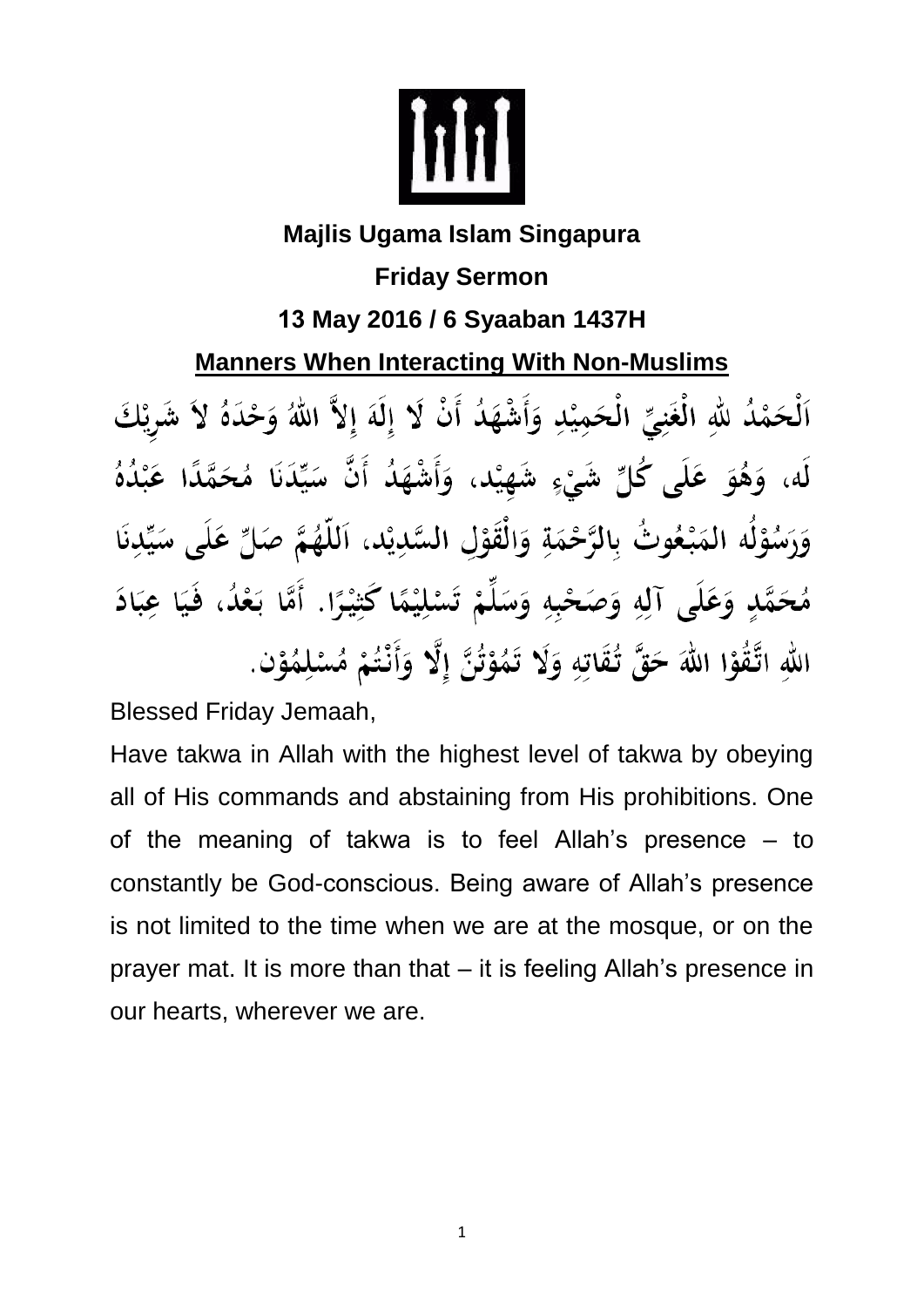**Majlis Ugama Islam Singapura**

**Friday Sermon**

**13 May 2016 / 6 Syaaban 1437H**

## Manners When Interacting With Non-Muslims

اَلْحَمْدُ للهِ الْغَنِيِّ الْحَمِيْدِ وَأَشْهَدُ أَنْ لَا إِلَهَ إِلاَّ اللهُ وَحْدَهُ لاَ شَرِيْكَ لَه، وَهُوَ عَلَى كُلِّ شَيْءٍ شَهِيْد، وَأَشْهَدُ أَنَّ سَيِّدَنَا مُحَمَّدًا عَبْدُهُ وَرَسُوْلُه المَبْعُوثُ بِالرَّحْمَةِ وَالْقَوْلِ السَّدِيْد، اَللّهُمَّ صَلِّ عَلَى سَيِّدِنَا مُحَمَّدٍ وَعَلَى آلِهِ وَصَحْبِهِ وَسَلِّمْ تَسْلِيْمًا كَثِيْرًا. أَمَّا بَعْدُ، فَيَا عِبَادَ اللهِ اتَّقُوْا اللهَ حَقَّ تُقَاتِهِ وَلَا تَمُوْتُنَّ إِلَّا وَأَنْتُمْ مُسْلِمُوْن.

Blessed Friday Jemaah,

Have takwa in Allah with the highest level of takwa by obeying all of His commands and abstaining from His prohibitions. One of the meaning of takwa is to feel Allah's presence – to constantly be God-conscious. Being aware of Allah's presence is not limited to the time when we are at the mosque, or on the prayer mat. It is more than that – it is feeling Allah's presence in our hearts, wherever we are.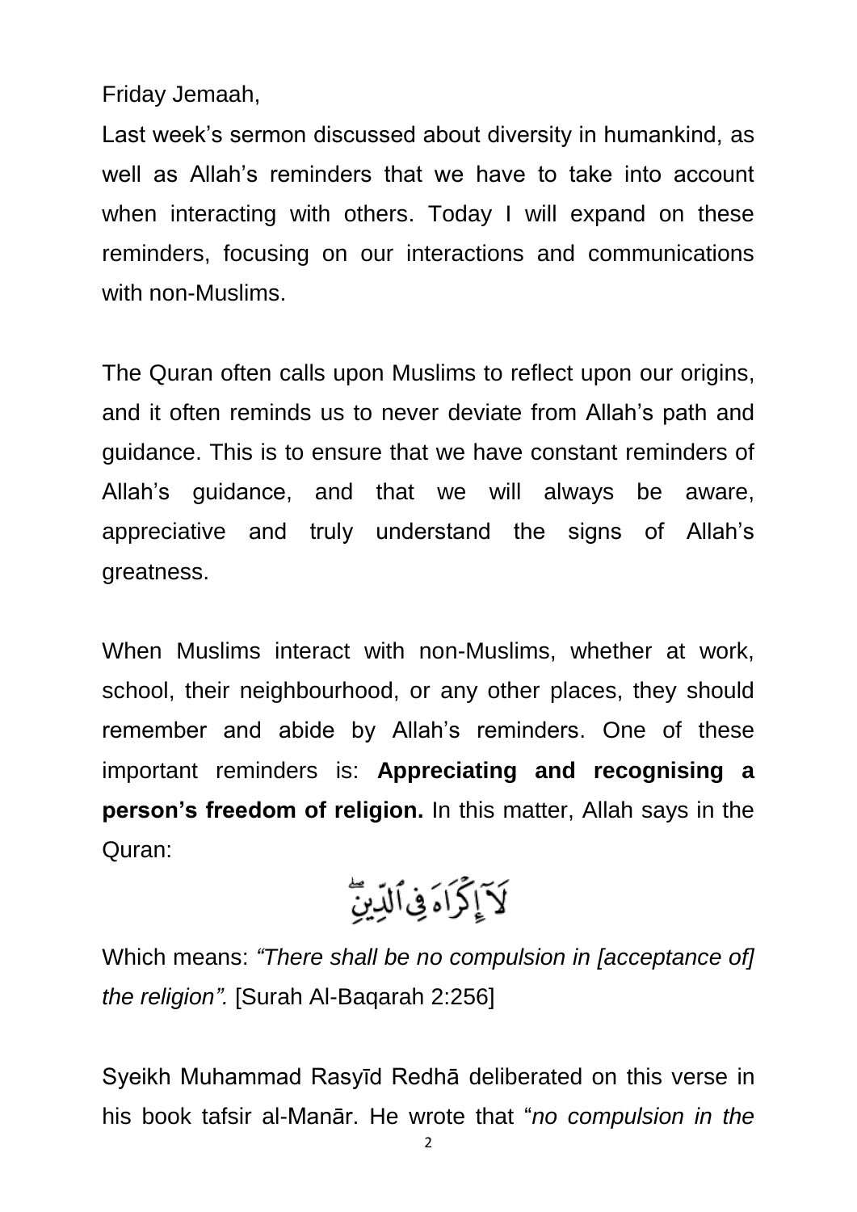Friday Jemaah,

Last week's sermon discussed about diversity in humankind, as well as Allah's reminders that we have to take into account when interacting with others. Today I will expand on these reminders, focusing on our interactions and communications with non-Muslims.

The Quran often calls upon Muslims to reflect upon our origins, and it often reminds us to never deviate from Allah's path and guidance. This is to ensure that we have constant reminders of Allah's guidance, and that we will always be aware, appreciative and truly understand the signs of Allah's greatness.

When Muslims interact with non-Muslims, whether at work, school, their neighbourhood, or any other places, they should remember and abide by Allah's reminders. One of these important reminders is: **Appreciating and recognising a person's freedom of religion.** In this matter, Allah says in the Quran:

لَآ إِكۡرَاهَ فِي ٱلدِّينِۖ

Which means: *"There shall be no compulsion in [acceptance of] the religion".* [Surah Al-Baqarah 2:256]

Syeikh Muhammad Rasyīd Redhā deliberated on this verse in his book tafsir al-Manār. He wrote that "*no compulsion in the*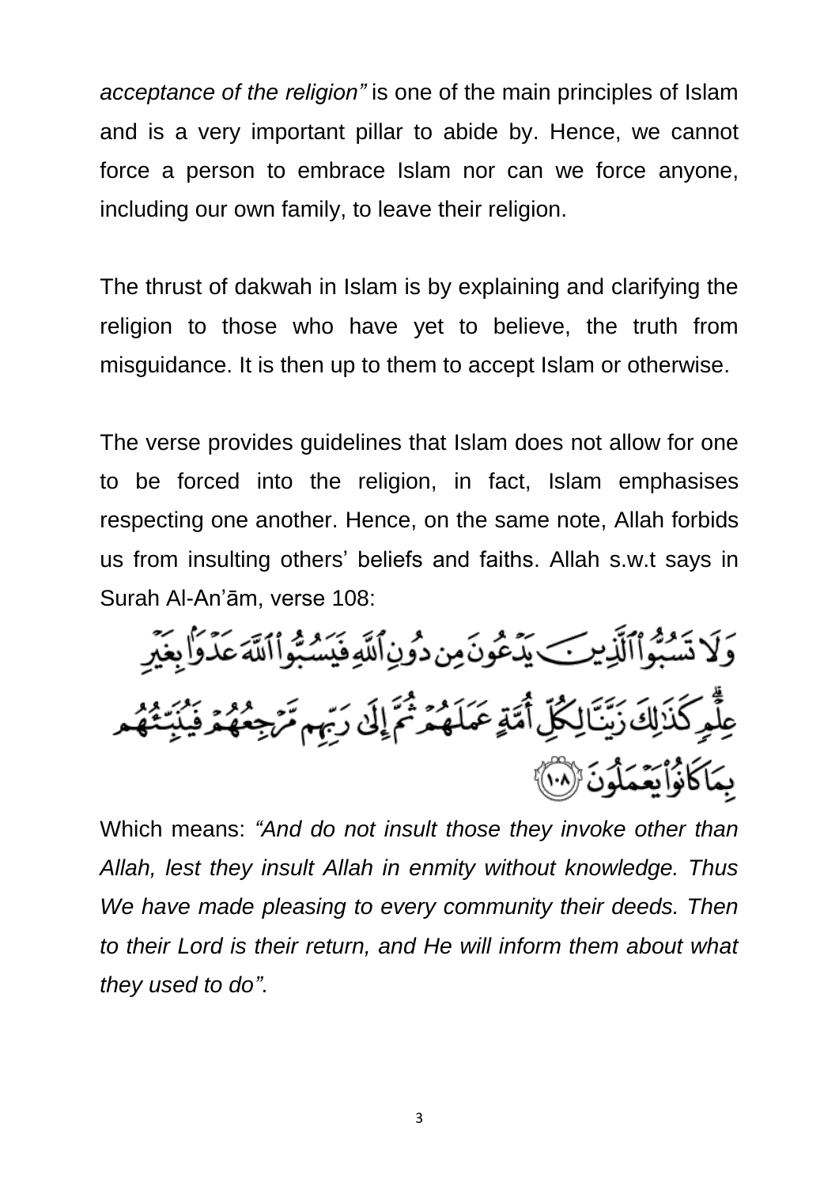*acceptance of the religion"* is one of the main principles of Islam and is a very important pillar to abide by. Hence, we cannot force a person to embrace Islam nor can we force anyone, including our own family, to leave their religion.

The thrust of dakwah in Islam is by explaining and clarifying the religion to those who have yet to believe, the truth from misguidance. It is then up to them to accept Islam or otherwise.

The verse provides guidelines that Islam does not allow for one to be forced into the religion, in fact, Islam emphasises respecting one another. Hence, on the same note, Allah forbids us from insulting others' beliefs and faiths. Allah s.w.t says in Surah Al-An'ām, verse 108:

وَلَا تَسُبُّوا الَّذِينَ يَدْعُونَ مِن دُونِ اللَّهِ فَيَسُبُّوا اللَّهَ عَدْوًا بِغَيْرِ عِلْمٍ كَذَٰلِكَ زَيَّنَّا لِكُلِّ أُمَّةٍ عَمَلَهُمْ ثُمَّ إِلَىٰ رَبِّهِم مَّرْجِعُهُمْ فَيُنَبِّئُهُم بِمَا كَانُوا يَعْمَلُونَ ﴿١٠٨﴾

Which means: *"And do not insult those they invoke other than Allah, lest they insult Allah in enmity without knowledge. Thus We have made pleasing to every community their deeds. Then to their Lord is their return, and He will inform them about what they used to do"*.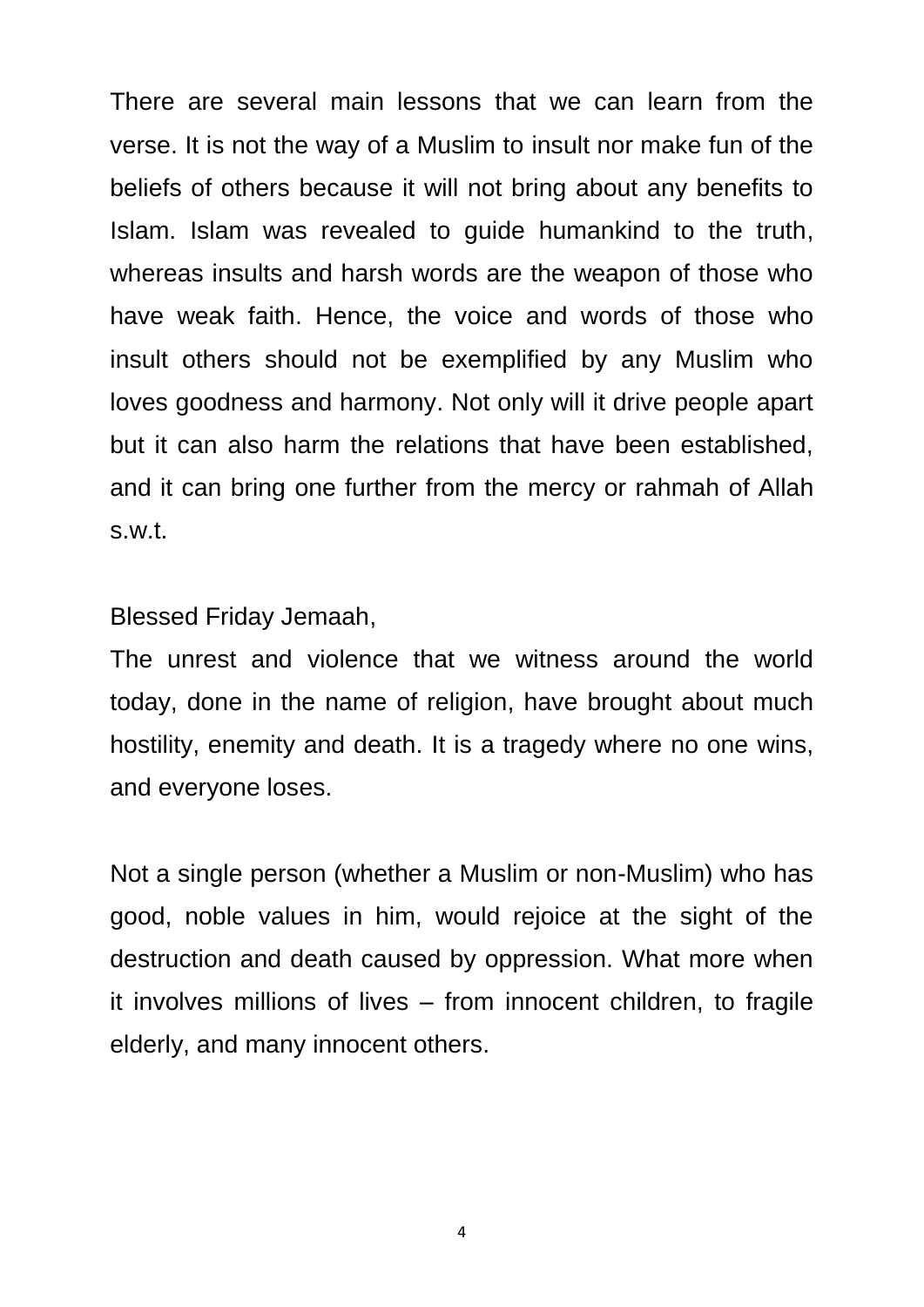There are several main lessons that we can learn from the verse. It is not the way of a Muslim to insult nor make fun of the beliefs of others because it will not bring about any benefits to Islam. Islam was revealed to guide humankind to the truth, whereas insults and harsh words are the weapon of those who have weak faith. Hence, the voice and words of those who insult others should not be exemplified by any Muslim who loves goodness and harmony. Not only will it drive people apart but it can also harm the relations that have been established, and it can bring one further from the mercy or rahmah of Allah s.w.t.

Blessed Friday Jemaah,

The unrest and violence that we witness around the world today, done in the name of religion, have brought about much hostility, enemity and death. It is a tragedy where no one wins, and everyone loses.

Not a single person (whether a Muslim or non-Muslim) who has good, noble values in him, would rejoice at the sight of the destruction and death caused by oppression. What more when it involves millions of lives – from innocent children, to fragile elderly, and many innocent others.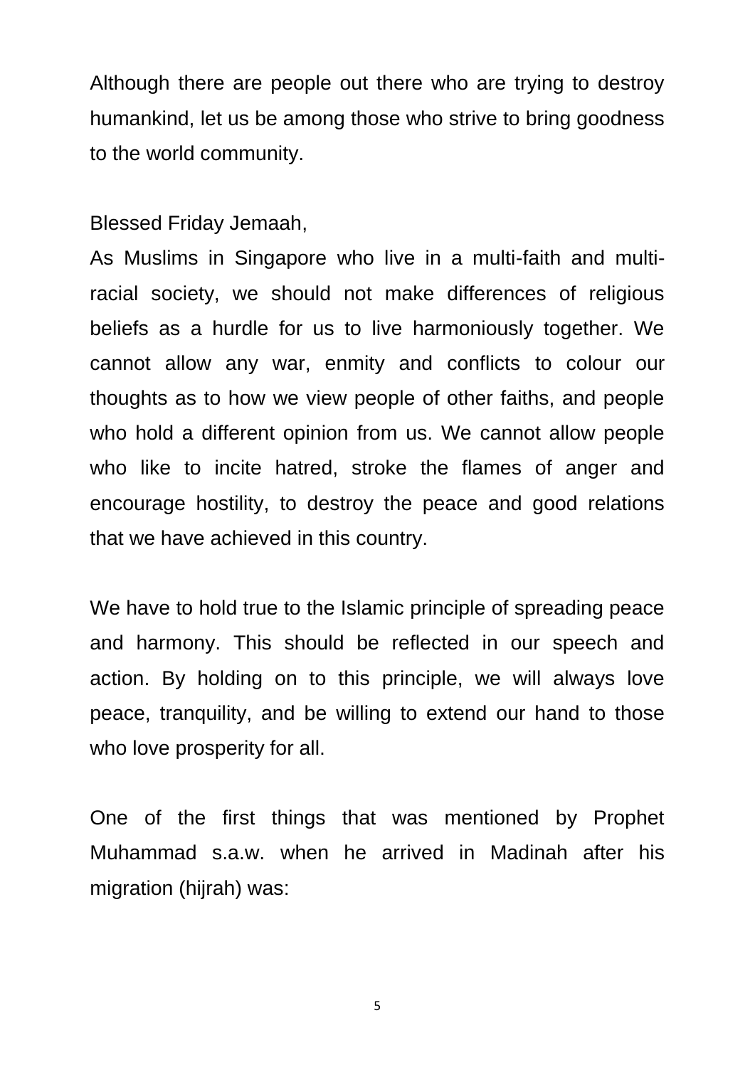Although there are people out there who are trying to destroy humankind, let us be among those who strive to bring goodness to the world community.

Blessed Friday Jemaah,

As Muslims in Singapore who live in a multi-faith and multi-racial society, we should not make differences of religious beliefs as a hurdle for us to live harmoniously together. We cannot allow any war, enmity and conflicts to colour our thoughts as to how we view people of other faiths, and people who hold a different opinion from us. We cannot allow people who like to incite hatred, stroke the flames of anger and encourage hostility, to destroy the peace and good relations that we have achieved in this country.

We have to hold true to the Islamic principle of spreading peace and harmony. This should be reflected in our speech and action. By holding on to this principle, we will always love peace, tranquility, and be willing to extend our hand to those who love prosperity for all.

One of the first things that was mentioned by Prophet Muhammad s.a.w. when he arrived in Madinah after his migration (hijrah) was: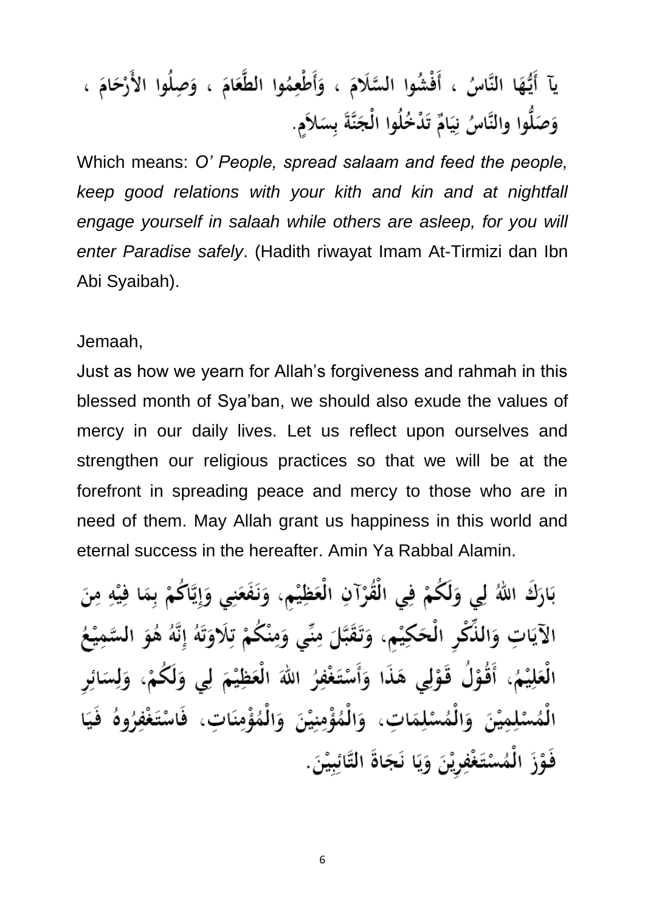يآ أَيُّهَا النَّاسُ ، أَفْشُوا السَّلَامَ ، وَأَطْعِمُوا الطَّعَامَ ، وَصِلُوا الأَرْحَامَ ، وَصَلُّوا والنَّاسُ نِيَامٌ تَدْخُلُوا الْجَنَّةَ بِسَلاَمٍ.

Which means: *O' People, spread salaam and feed the people, keep good relations with your kith and kin and at nightfall engage yourself in salaah while others are asleep, for you will enter Paradise safely*. (Hadith riwayat Imam At-Tirmizi dan Ibn Abi Syaibah).

Jemaah,

Just as how we yearn for Allah's forgiveness and rahmah in this blessed month of Sya'ban, we should also exude the values of mercy in our daily lives. Let us reflect upon ourselves and strengthen our religious practices so that we will be at the forefront in spreading peace and mercy to those who are in need of them. May Allah grant us happiness in this world and eternal success in the hereafter. Amin Ya Rabbal Alamin.

بَارَكَ اللهُ لِي وَلَكُمْ فِي الْقُرْآنِ الْعَظِيْمِ، وَنَفَعَنِي وَإِيَّاكُمْ بِمَا فِيْهِ مِنَ الآيَاتِ وَالذِّكْرِ الْحَكِيْمِ، وَتَقَبَّلَ مِنِّي وَمِنْكُمْ تِلَاوَتَهُ إِنَّهُ هُوَ السَّمِيْعُ الْعَلِيْمُ، أَقُوْلُ قَوْلِي هَذَا وَأَسْتَغْفِرُ اللهَ الْعَظِيْمَ لِي وَلَكُمْ، وَلِسَائِرِ الْمُسْلِمِيْنَ وَالْمُسْلِمَاتِ، وَالْمُؤْمِنِيْنَ وَالْمُؤْمِنَاتِ، فَاسْتَغْفِرُوهُ فَيَا فَوْزَ الْمُسْتَغْفِرِيْنَ وَيَا نَجَاةَ التَّائِبِيْنَ.